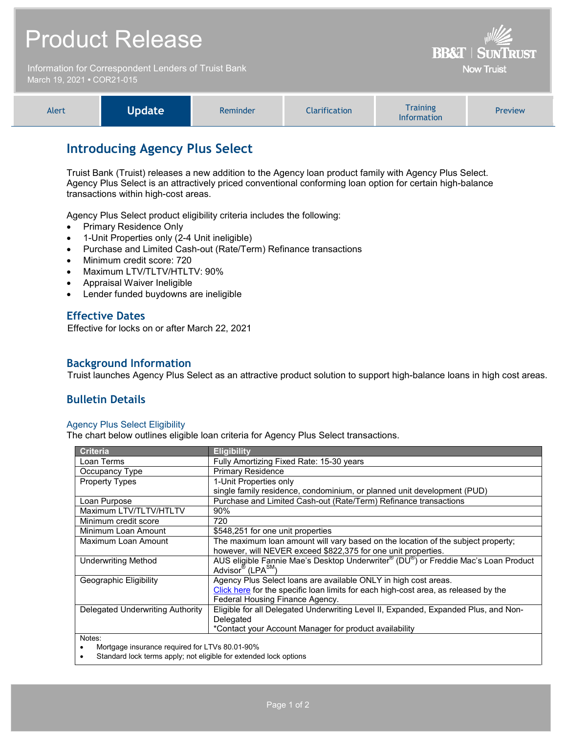# Product Release

Information for Correspondent Lenders of Truist Bank
March 19, 2021 • COR21-015

BB&T | SunTrust
Now Truist

| Alert | **Update** | Reminder | Clarification | Training Information | Preview |
|---|---|---|---|---|---|

## Introducing Agency Plus Select

Truist Bank (Truist) releases a new addition to the Agency loan product family with Agency Plus Select. Agency Plus Select is an attractively priced conventional conforming loan option for certain high-balance transactions within high-cost areas.

Agency Plus Select product eligibility criteria includes the following:

- Primary Residence Only
- 1-Unit Properties only (2-4 Unit ineligible)
- Purchase and Limited Cash-out (Rate/Term) Refinance transactions
- Minimum credit score: 720
- Maximum LTV/TLTV/HTLTV: 90%
- Appraisal Waiver Ineligible
- Lender funded buydowns are ineligible

### Effective Dates

Effective for locks on or after March 22, 2021

### Background Information

Truist launches Agency Plus Select as an attractive product solution to support high-balance loans in high cost areas.

### Bulletin Details

#### Agency Plus Select Eligibility

The chart below outlines eligible loan criteria for Agency Plus Select transactions.

| Criteria | Eligibility |
|---|---|
| Loan Terms | Fully Amortizing Fixed Rate: 15-30 years |
| Occupancy Type | Primary Residence |
| Property Types | 1-Unit Properties only<br>single family residence, condominium, or planned unit development (PUD) |
| Loan Purpose | Purchase and Limited Cash-out (Rate/Term) Refinance transactions |
| Maximum LTV/TLTV/HTLTV | 90% |
| Minimum credit score | 720 |
| Minimum Loan Amount | $548,251 for one unit properties |
| Maximum Loan Amount | The maximum loan amount will vary based on the location of the subject property; however, will NEVER exceed $822,375 for one unit properties. |
| Underwriting Method | AUS eligible Fannie Mae's Desktop Underwriter® (DU®) or Freddie Mac's Loan Product Advisor® (LPA℠) |
| Geographic Eligibility | Agency Plus Select loans are available ONLY in high cost areas.<br>Click here for the specific loan limits for each high-cost area, as released by the Federal Housing Finance Agency. |
| Delegated Underwriting Authority | Eligible for all Delegated Underwriting Level II, Expanded, Expanded Plus, and Non-Delegated<br>*Contact your Account Manager for product availability |

Notes:

- Mortgage insurance required for LTVs 80.01-90%
- Standard lock terms apply; not eligible for extended lock options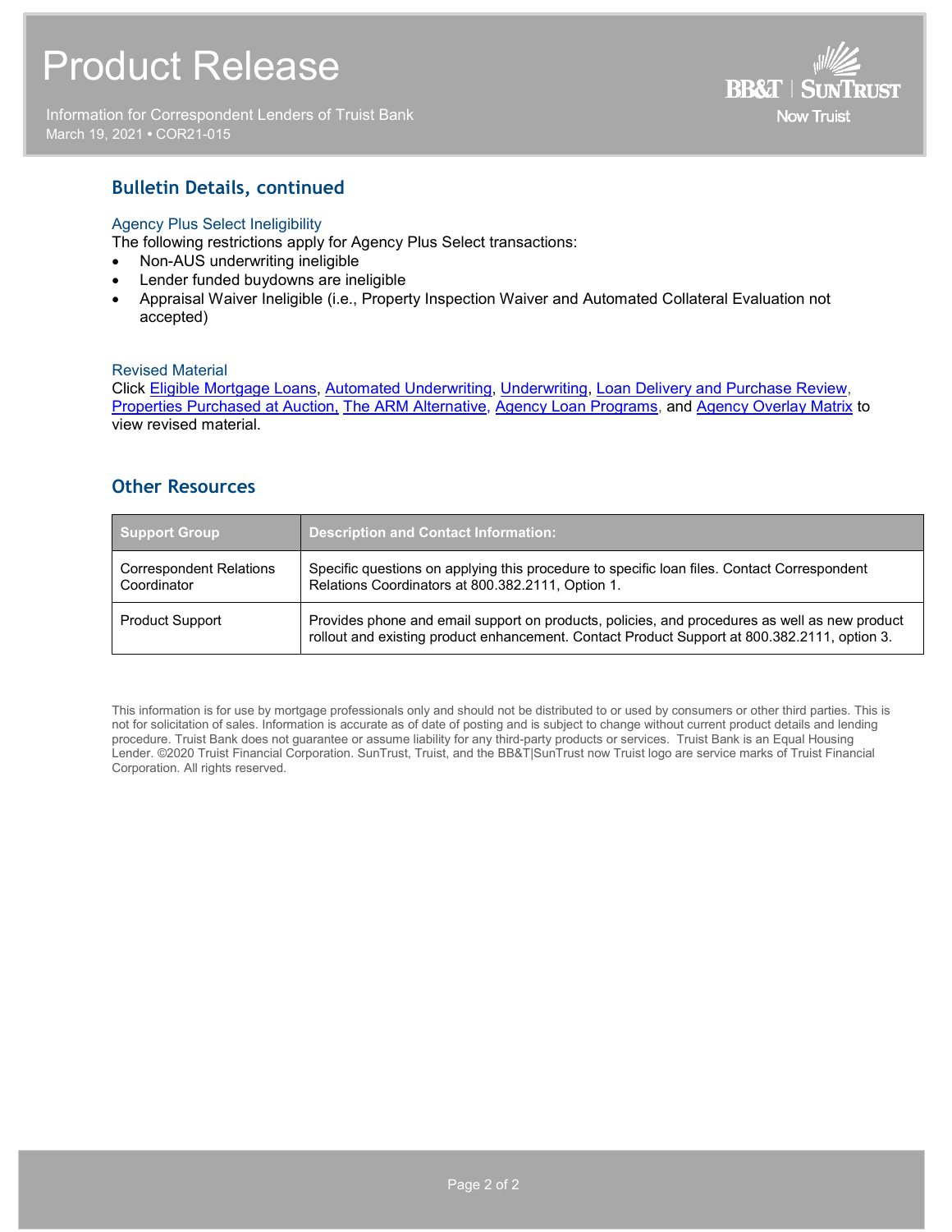## Bulletin Details, continued

### Agency Plus Select Ineligibility

The following restrictions apply for Agency Plus Select transactions:

- Non-AUS underwriting ineligible
- Lender funded buydowns are ineligible
- Appraisal Waiver Ineligible (i.e., Property Inspection Waiver and Automated Collateral Evaluation not accepted)

### Revised Material

Click Eligible Mortgage Loans, Automated Underwriting, Underwriting, Loan Delivery and Purchase Review, Properties Purchased at Auction, The ARM Alternative, Agency Loan Programs, and Agency Overlay Matrix to view revised material.

## Other Resources

| Support Group | Description and Contact Information: |
|---|---|
| Correspondent Relations Coordinator | Specific questions on applying this procedure to specific loan files. Contact Correspondent Relations Coordinators at 800.382.2111, Option 1. |
| Product Support | Provides phone and email support on products, policies, and procedures as well as new product rollout and existing product enhancement. Contact Product Support at 800.382.2111, option 3. |

This information is for use by mortgage professionals only and should not be distributed to or used by consumers or other third parties. This is not for solicitation of sales. Information is accurate as of date of posting and is subject to change without current product details and lending procedure. Truist Bank does not guarantee or assume liability for any third-party products or services. Truist Bank is an Equal Housing Lender. ©2020 Truist Financial Corporation. SunTrust, Truist, and the BB&T|SunTrust now Truist logo are service marks of Truist Financial Corporation. All rights reserved.